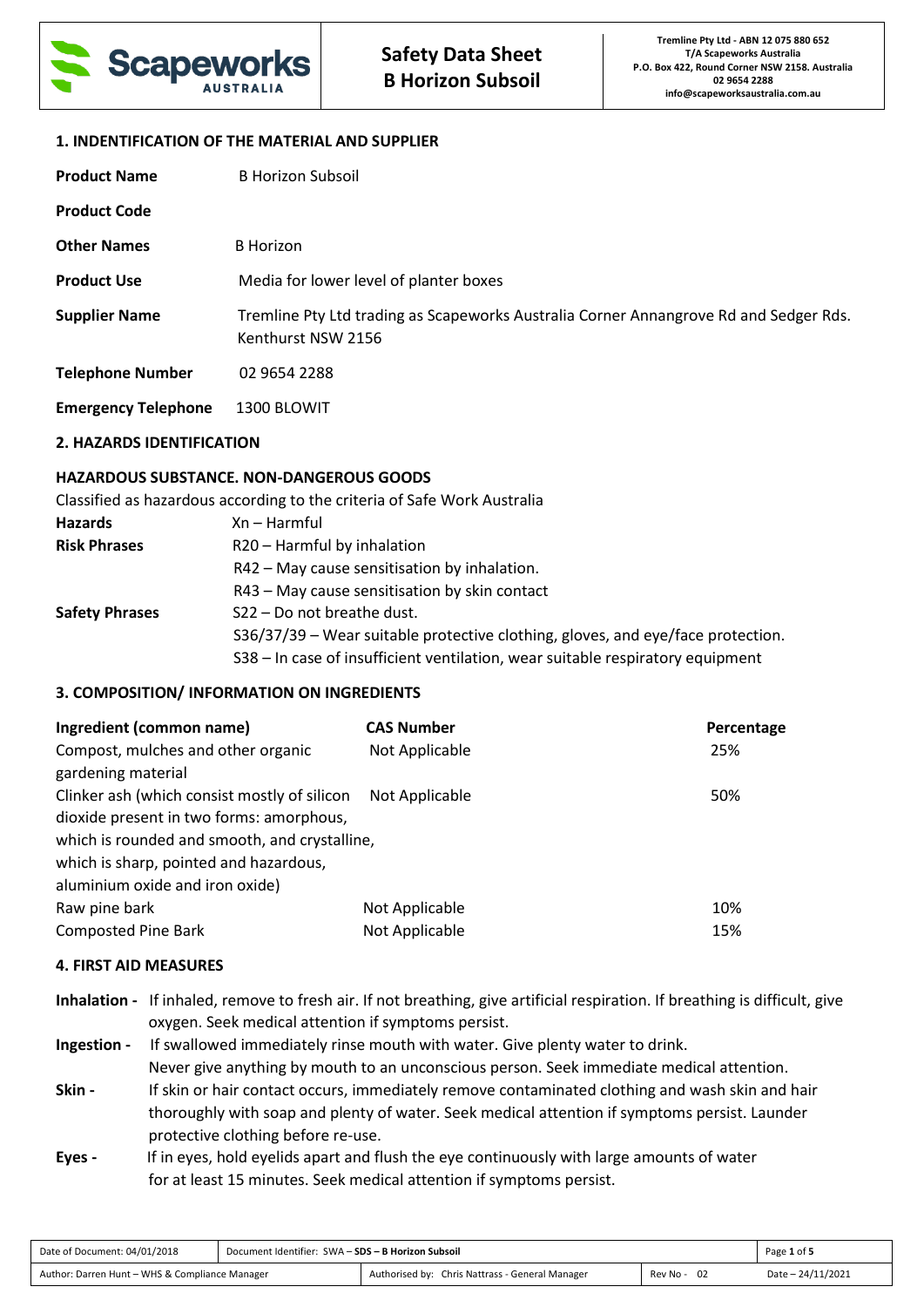Scapeworks AUSTRALIA

# Safety Data Sheet
# B Horizon Subsoil

**Tremline Pty Ltd - ABN 12 075 880 652**
**T/A Scapeworks Australia**
**P.O. Box 422, Round Corner NSW 2158. Australia**
**02 9654 2288**
**info@scapeworksaustralia.com.au**

## 1. INDENTIFICATION OF THE MATERIAL AND SUPPLIER

| | |
|---|---|
| **Product Name** | B Horizon Subsoil |
| **Product Code** | |
| **Other Names** | B Horizon |
| **Product Use** | Media for lower level of planter boxes |
| **Supplier Name** | Tremline Pty Ltd trading as Scapeworks Australia Corner Annangrove Rd and Sedger Rds. Kenthurst NSW 2156 |
| **Telephone Number** | 02 9654 2288 |
| **Emergency Telephone** | 1300 BLOWIT |

## 2. HAZARDS IDENTIFICATION

**HAZARDOUS SUBSTANCE. NON-DANGEROUS GOODS**

Classified as hazardous according to the criteria of Safe Work Australia

| | |
|---|---|
| **Hazards** | Xn – Harmful |
| **Risk Phrases** | R20 – Harmful by inhalation<br>R42 – May cause sensitisation by inhalation.<br>R43 – May cause sensitisation by skin contact |
| **Safety Phrases** | S22 – Do not breathe dust.<br>S36/37/39 – Wear suitable protective clothing, gloves, and eye/face protection.<br>S38 – In case of insufficient ventilation, wear suitable respiratory equipment |

## 3. COMPOSITION/ INFORMATION ON INGREDIENTS

| Ingredient (common name) | CAS Number | Percentage |
|---|---|---|
| Compost, mulches and other organic gardening material | Not Applicable | 25% |
| Clinker ash (which consist mostly of silicon dioxide present in two forms: amorphous, which is rounded and smooth, and crystalline, which is sharp, pointed and hazardous, aluminium oxide and iron oxide) | Not Applicable | 50% |
| Raw pine bark | Not Applicable | 10% |
| Composted Pine Bark | Not Applicable | 15% |

## 4. FIRST AID MEASURES

**Inhalation -** If inhaled, remove to fresh air. If not breathing, give artificial respiration. If breathing is difficult, give oxygen. Seek medical attention if symptoms persist.

**Ingestion -** If swallowed immediately rinse mouth with water. Give plenty water to drink. Never give anything by mouth to an unconscious person. Seek immediate medical attention.

**Skin -** If skin or hair contact occurs, immediately remove contaminated clothing and wash skin and hair thoroughly with soap and plenty of water. Seek medical attention if symptoms persist. Launder protective clothing before re-use.

**Eyes -** If in eyes, hold eyelids apart and flush the eye continuously with large amounts of water for at least 15 minutes. Seek medical attention if symptoms persist.

| | | | |
|---|---|---|---|
| Date of Document: 04/01/2018 | Document Identifier: SWA – **SDS – B Horizon Subsoil** | | |
| Author: Darren Hunt – WHS & Compliance Manager | Authorised by: Chris Nattrass - General Manager | Rev No - 02 | Date – 24/11/2021 |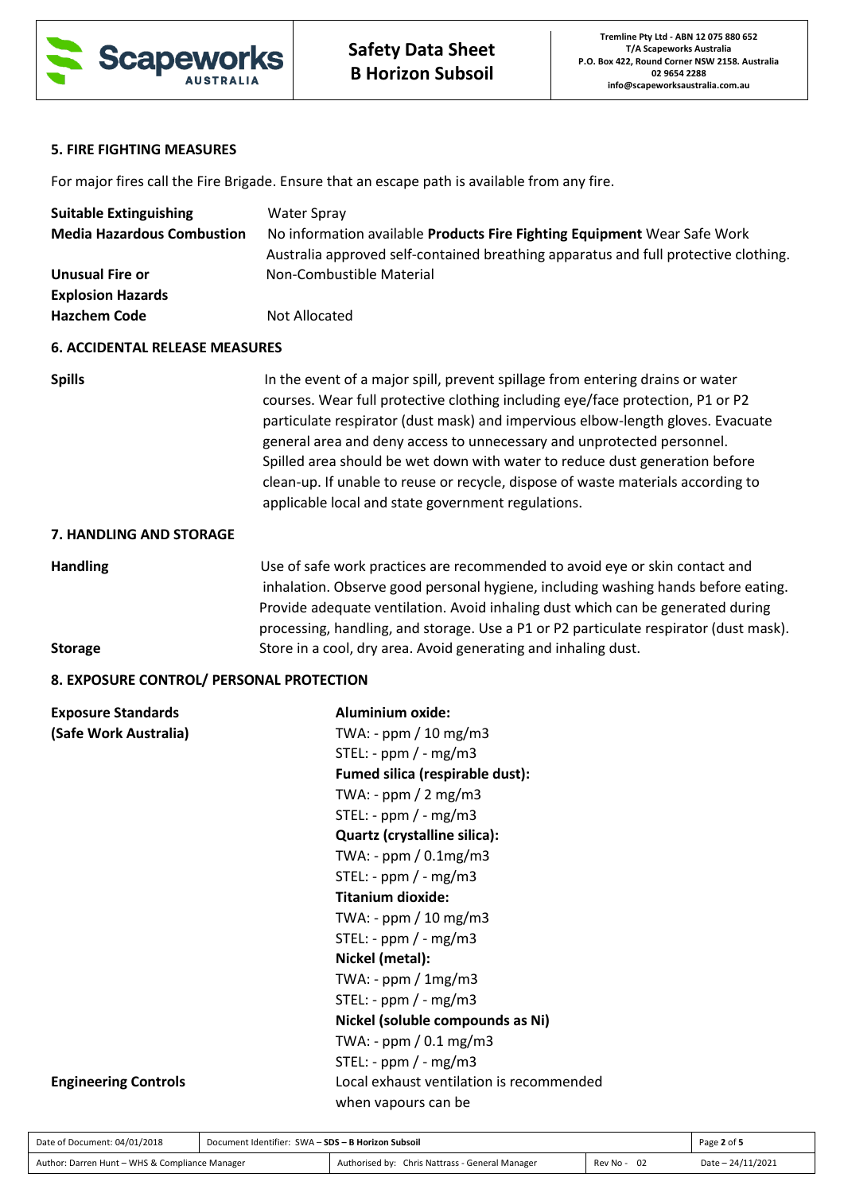## 5. FIRE FIGHTING MEASURES

For major fires call the Fire Brigade. Ensure that an escape path is available from any fire.

| | |
|---|---|
| **Suitable Extinguishing** | Water Spray |
| **Media Hazardous Combustion** | No information available **Products Fire Fighting Equipment** Wear Safe Work Australia approved self-contained breathing apparatus and full protective clothing. |
| **Unusual Fire or Explosion Hazards** | Non-Combustible Material |
| **Hazchem Code** | Not Allocated |

## 6. ACCIDENTAL RELEASE MEASURES

| | |
|---|---|
| **Spills** | In the event of a major spill, prevent spillage from entering drains or water courses. Wear full protective clothing including eye/face protection, P1 or P2 particulate respirator (dust mask) and impervious elbow-length gloves. Evacuate general area and deny access to unnecessary and unprotected personnel. Spilled area should be wet down with water to reduce dust generation before clean-up. If unable to reuse or recycle, dispose of waste materials according to applicable local and state government regulations. |

## 7. HANDLING AND STORAGE

| | |
|---|---|
| **Handling** | Use of safe work practices are recommended to avoid eye or skin contact and inhalation. Observe good personal hygiene, including washing hands before eating. Provide adequate ventilation. Avoid inhaling dust which can be generated during processing, handling, and storage. Use a P1 or P2 particulate respirator (dust mask). |
| **Storage** | Store in a cool, dry area. Avoid generating and inhaling dust. |

## 8. EXPOSURE CONTROL/ PERSONAL PROTECTION

**Exposure Standards (Safe Work Australia)**

**Aluminium oxide:**
TWA: - ppm / 10 mg/m3
STEL: - ppm / - mg/m3

**Fumed silica (respirable dust):**
TWA: - ppm / 2 mg/m3
STEL: - ppm / - mg/m3

**Quartz (crystalline silica):**
TWA: - ppm / 0.1mg/m3
STEL: - ppm / - mg/m3

**Titanium dioxide:**
TWA: - ppm / 10 mg/m3
STEL: - ppm / - mg/m3

**Nickel (metal):**
TWA: - ppm / 1mg/m3
STEL: - ppm / - mg/m3

**Nickel (soluble compounds as Ni)**
TWA: - ppm / 0.1 mg/m3
STEL: - ppm / - mg/m3

**Engineering Controls** Local exhaust ventilation is recommended when vapours can be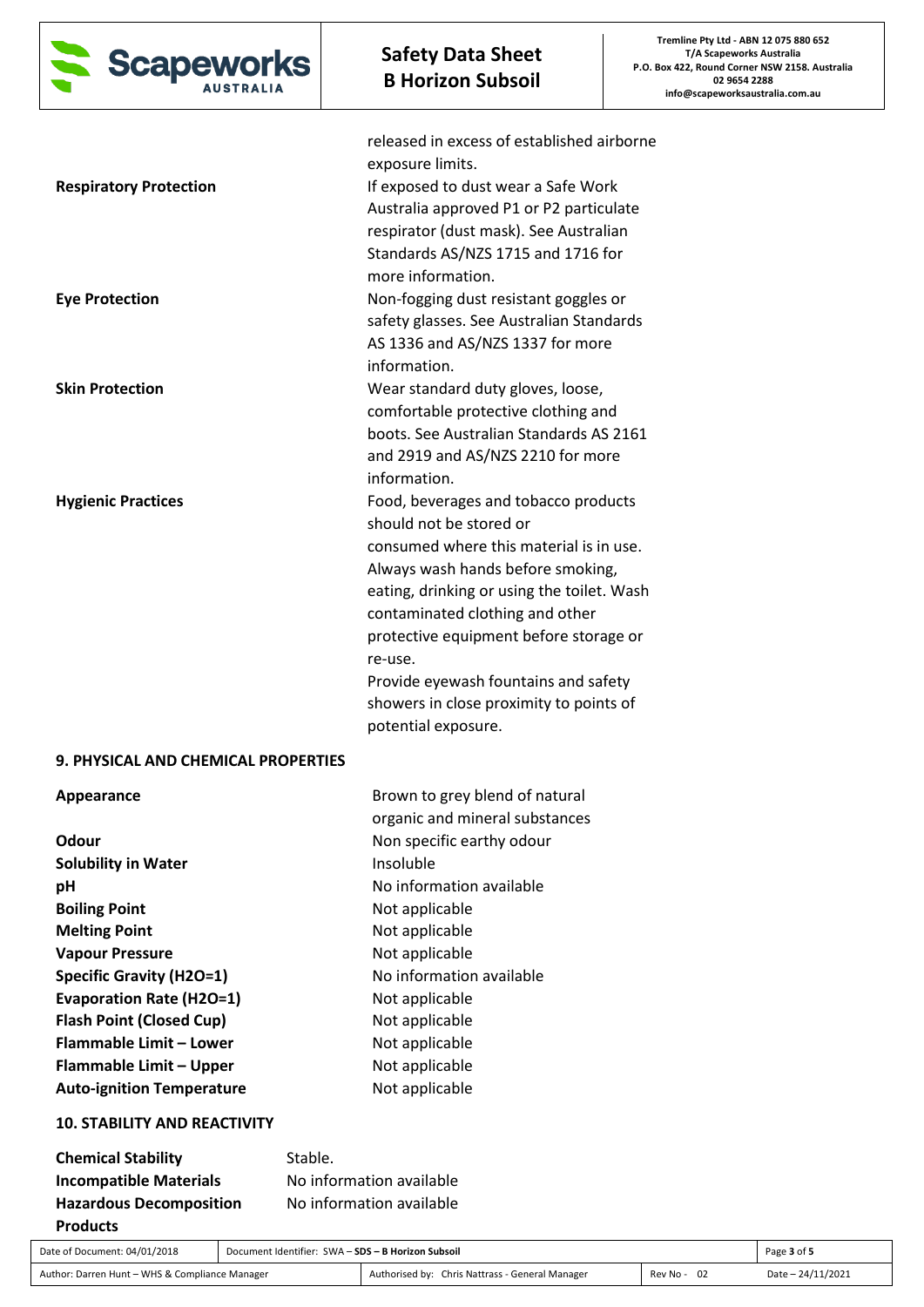released in excess of established airborne exposure limits.

| | |
|---|---|
| **Respiratory Protection** | If exposed to dust wear a Safe Work Australia approved P1 or P2 particulate respirator (dust mask). See Australian Standards AS/NZS 1715 and 1716 for more information. |
| **Eye Protection** | Non-fogging dust resistant goggles or safety glasses. See Australian Standards AS 1336 and AS/NZS 1337 for more information. |
| **Skin Protection** | Wear standard duty gloves, loose, comfortable protective clothing and boots. See Australian Standards AS 2161 and 2919 and AS/NZS 2210 for more information. |
| **Hygienic Practices** | Food, beverages and tobacco products should not be stored or consumed where this material is in use. Always wash hands before smoking, eating, drinking or using the toilet. Wash contaminated clothing and other protective equipment before storage or re-use. Provide eyewash fountains and safety showers in close proximity to points of potential exposure. |

## 9. PHYSICAL AND CHEMICAL PROPERTIES

| | |
|---|---|
| **Appearance** | Brown to grey blend of natural organic and mineral substances |
| **Odour** | Non specific earthy odour |
| **Solubility in Water** | Insoluble |
| **pH** | No information available |
| **Boiling Point** | Not applicable |
| **Melting Point** | Not applicable |
| **Vapour Pressure** | Not applicable |
| **Specific Gravity ($H_2O$=1)** | No information available |
| **Evaporation Rate ($H_2O$=1)** | Not applicable |
| **Flash Point (Closed Cup)** | Not applicable |
| **Flammable Limit – Lower** | Not applicable |
| **Flammable Limit – Upper** | Not applicable |
| **Auto-ignition Temperature** | Not applicable |

## 10. STABILITY AND REACTIVITY

| | |
|---|---|
| **Chemical Stability** | Stable. |
| **Incompatible Materials** | No information available |
| **Hazardous Decomposition Products** | No information available |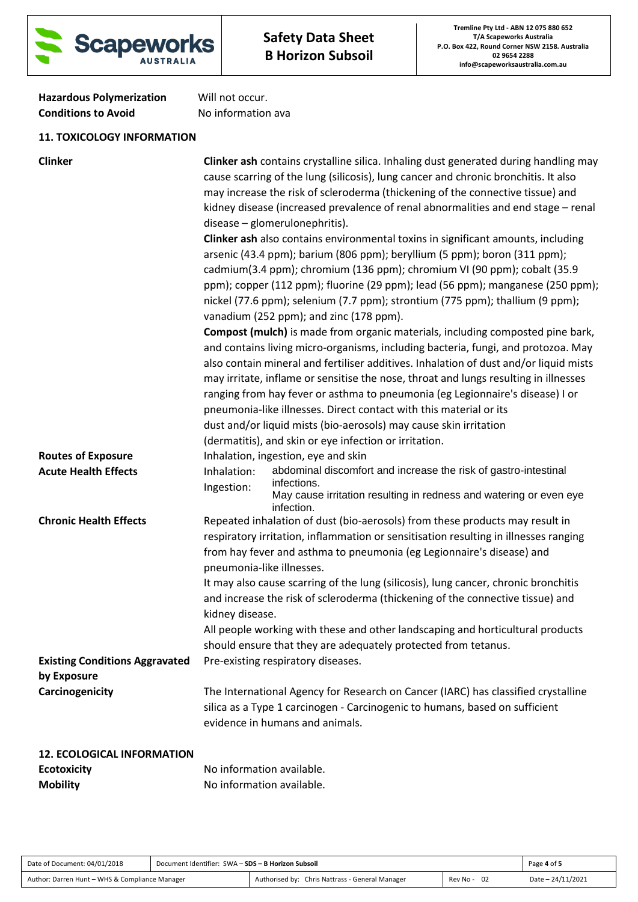**Hazardous Polymerization** Will not occur.
**Conditions to Avoid** No information ava

## 11. TOXICOLOGY INFORMATION

**Clinker**

**Clinker ash** contains crystalline silica. Inhaling dust generated during handling may cause scarring of the lung (silicosis), lung cancer and chronic bronchitis. It also may increase the risk of scleroderma (thickening of the connective tissue) and kidney disease (increased prevalence of renal abnormalities and end stage – renal disease – glomerulonephritis).

**Clinker ash** also contains environmental toxins in significant amounts, including arsenic (43.4 ppm); barium (806 ppm); beryllium (5 ppm); boron (311 ppm); cadmium(3.4 ppm); chromium (136 ppm); chromium VI (90 ppm); cobalt (35.9 ppm); copper (112 ppm); fluorine (29 ppm); lead (56 ppm); manganese (250 ppm); nickel (77.6 ppm); selenium (7.7 ppm); strontium (775 ppm); thallium (9 ppm); vanadium (252 ppm); and zinc (178 ppm).

**Compost (mulch)** is made from organic materials, including composted pine bark, and contains living micro-organisms, including bacteria, fungi, and protozoa. May also contain mineral and fertiliser additives. Inhalation of dust and/or liquid mists may irritate, inflame or sensitise the nose, throat and lungs resulting in illnesses ranging from hay fever or asthma to pneumonia (eg Legionnaire's disease) I or pneumonia-like illnesses. Direct contact with this material or its dust and/or liquid mists (bio-aerosols) may cause skin irritation (dermatitis), and skin or eye infection or irritation.

**Routes of Exposure** Inhalation, ingestion, eye and skin

**Acute Health Effects**

Inhalation: abdominal discomfort and increase the risk of gastro-intestinal infections.
Ingestion: May cause irritation resulting in redness and watering or even eye infection.

**Chronic Health Effects**

Repeated inhalation of dust (bio-aerosols) from these products may result in respiratory irritation, inflammation or sensitisation resulting in illnesses ranging from hay fever and asthma to pneumonia (eg Legionnaire's disease) and pneumonia-like illnesses.

It may also cause scarring of the lung (silicosis), lung cancer, chronic bronchitis and increase the risk of scleroderma (thickening of the connective tissue) and kidney disease.

All people working with these and other landscaping and horticultural products should ensure that they are adequately protected from tetanus.

**Existing Conditions Aggravated by Exposure** Pre-existing respiratory diseases.

**Carcinogenicity** The International Agency for Research on Cancer (IARC) has classified crystalline silica as a Type 1 carcinogen - Carcinogenic to humans, based on sufficient evidence in humans and animals.

## 12. ECOLOGICAL INFORMATION

**Ecotoxicity** No information available.
**Mobility** No information available.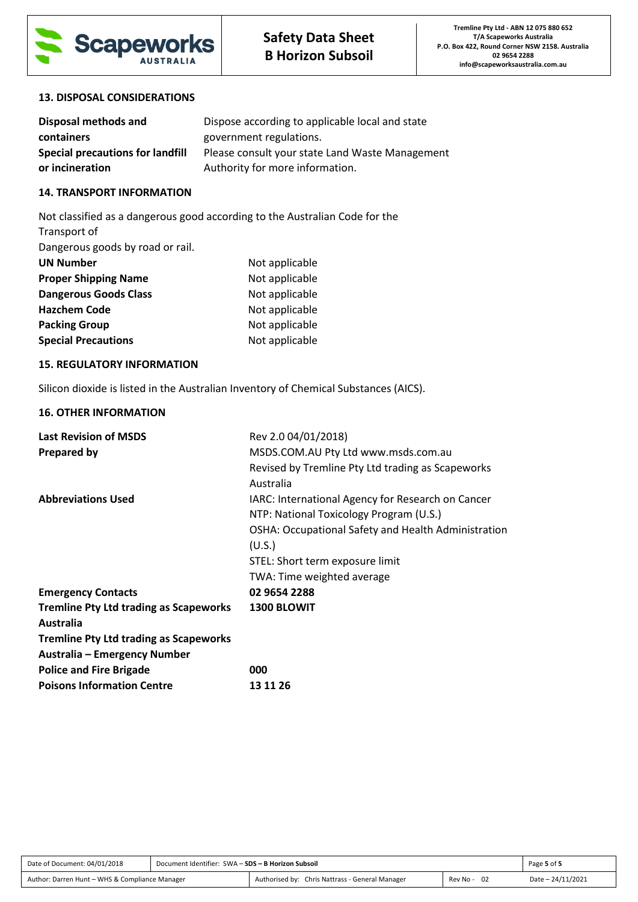## 13. DISPOSAL CONSIDERATIONS

| | |
|---|---|
| **Disposal methods and containers** | Dispose according to applicable local and state government regulations. |
| **Special precautions for landfill or incineration** | Please consult your state Land Waste Management Authority for more information. |

## 14. TRANSPORT INFORMATION

Not classified as a dangerous good according to the Australian Code for the Transport of Dangerous goods by road or rail.

| | |
|---|---|
| **UN Number** | Not applicable |
| **Proper Shipping Name** | Not applicable |
| **Dangerous Goods Class** | Not applicable |
| **Hazchem Code** | Not applicable |
| **Packing Group** | Not applicable |
| **Special Precautions** | Not applicable |

## 15. REGULATORY INFORMATION

Silicon dioxide is listed in the Australian Inventory of Chemical Substances (AICS).

## 16. OTHER INFORMATION

| | |
|---|---|
| **Last Revision of MSDS** | Rev 2.0 04/01/2018) |
| **Prepared by** | MSDS.COM.AU Pty Ltd www.msds.com.au<br>Revised by Tremline Pty Ltd trading as Scapeworks Australia |
| **Abbreviations Used** | IARC: International Agency for Research on Cancer<br>NTP: National Toxicology Program (U.S.)<br>OSHA: Occupational Safety and Health Administration (U.S.)<br>STEL: Short term exposure limit<br>TWA: Time weighted average |
| **Emergency Contacts** | **02 9654 2288** |
| **Tremline Pty Ltd trading as Scapeworks Australia** | **1300 BLOWIT** |
| **Tremline Pty Ltd trading as Scapeworks Australia – Emergency Number** | |
| **Police and Fire Brigade** | **000** |
| **Poisons Information Centre** | **13 11 26** |